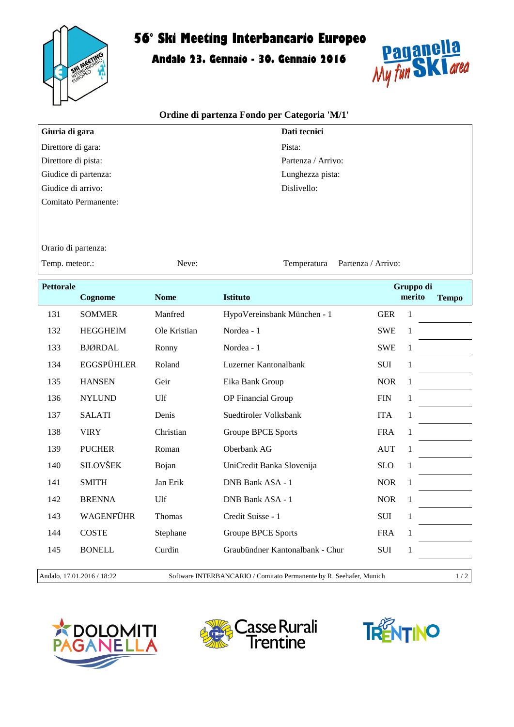# 56° Ski Meeting Interbancario Europeo

## Andalo 23. Gennaio - 30. Gennaio 2016

### Ordine di partenza Fondo per Categoria 'M/1'

| **Giuria di gara** | | **Dati tecnici** |
|---|---|---|
| Direttore di gara: | | Pista: |
| Direttore di pista: | | Partenza / Arrivo: |
| Giudice di partenza: | | Lunghezza pista: |
| Giudice di arrivo: | | Dislivello: |
| Comitato Permanente: | | |
| Orario di partenza: | | |
| Temp. meteor.: | Neve: | Temperatura Partenza / Arrivo: |

| Pettorale | Cognome | Nome | Istituto | | Gruppo di merito | Tempo |
|---|---|---|---|---|---|---|
| 131 | SOMMER | Manfred | HypoVereinsbank München - 1 | GER | 1 | |
| 132 | HEGGHEIM | Ole Kristian | Nordea - 1 | SWE | 1 | |
| 133 | BJØRDAL | Ronny | Nordea - 1 | SWE | 1 | |
| 134 | EGGSPÜHLER | Roland | Luzerner Kantonalbank | SUI | 1 | |
| 135 | HANSEN | Geir | Eika Bank Group | NOR | 1 | |
| 136 | NYLUND | Ulf | OP Financial Group | FIN | 1 | |
| 137 | SALATI | Denis | Suedtiroler Volksbank | ITA | 1 | |
| 138 | VIRY | Christian | Groupe BPCE Sports | FRA | 1 | |
| 139 | PUCHER | Roman | Oberbank AG | AUT | 1 | |
| 140 | SILOVŠEK | Bojan | UniCredit Banka Slovenija | SLO | 1 | |
| 141 | SMITH | Jan Erik | DNB Bank ASA - 1 | NOR | 1 | |
| 142 | BRENNA | Ulf | DNB Bank ASA - 1 | NOR | 1 | |
| 143 | WAGENFÜHR | Thomas | Credit Suisse - 1 | SUI | 1 | |
| 144 | COSTE | Stephane | Groupe BPCE Sports | FRA | 1 | |
| 145 | BONELL | Curdin | Graubündner Kantonalbank - Chur | SUI | 1 | |

Andalo, 17.01.2016 / 18:22 — Software INTERBANCARIO / Comitato Permanente by R. Seehafer, Munich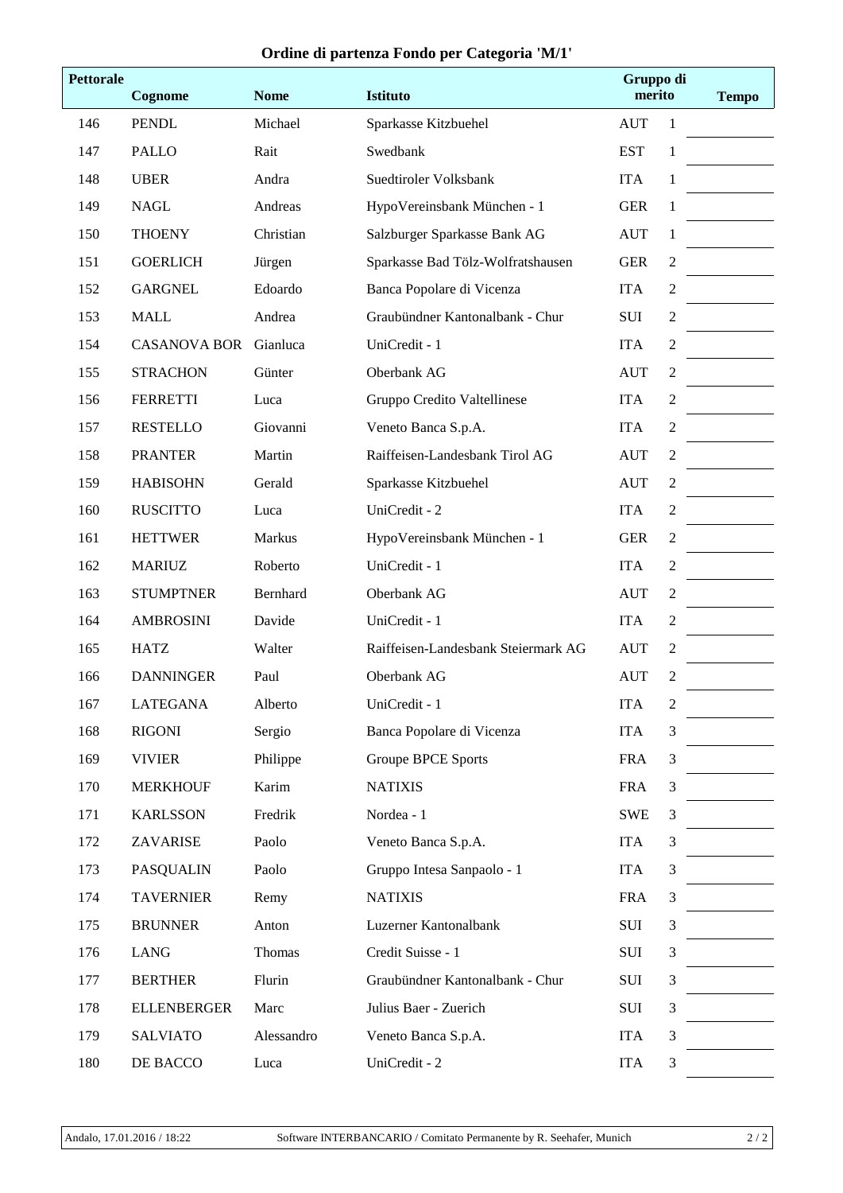# Ordine di partenza Fondo per Categoria 'M/1'

| Pettorale | Cognome | Nome | Istituto | | Gruppo di merito | Tempo |
|---|---|---|---|---|---|---|
| 146 | PENDL | Michael | Sparkasse Kitzbuehel | AUT | 1 | |
| 147 | PALLO | Rait | Swedbank | EST | 1 | |
| 148 | UBER | Andra | Suedtiroler Volksbank | ITA | 1 | |
| 149 | NAGL | Andreas | HypoVereinsbank München - 1 | GER | 1 | |
| 150 | THOENY | Christian | Salzburger Sparkasse Bank AG | AUT | 1 | |
| 151 | GOERLICH | Jürgen | Sparkasse Bad Tölz-Wolfratshausen | GER | 2 | |
| 152 | GARGNEL | Edoardo | Banca Popolare di Vicenza | ITA | 2 | |
| 153 | MALL | Andrea | Graubündner Kantonalbank - Chur | SUI | 2 | |
| 154 | CASANOVA BOR | Gianluca | UniCredit - 1 | ITA | 2 | |
| 155 | STRACHON | Günter | Oberbank AG | AUT | 2 | |
| 156 | FERRETTI | Luca | Gruppo Credito Valtellinese | ITA | 2 | |
| 157 | RESTELLO | Giovanni | Veneto Banca S.p.A. | ITA | 2 | |
| 158 | PRANTER | Martin | Raiffeisen-Landesbank Tirol AG | AUT | 2 | |
| 159 | HABISOHN | Gerald | Sparkasse Kitzbuehel | AUT | 2 | |
| 160 | RUSCITTO | Luca | UniCredit - 2 | ITA | 2 | |
| 161 | HETTWER | Markus | HypoVereinsbank München - 1 | GER | 2 | |
| 162 | MARIUZ | Roberto | UniCredit - 1 | ITA | 2 | |
| 163 | STUMPTNER | Bernhard | Oberbank AG | AUT | 2 | |
| 164 | AMBROSINI | Davide | UniCredit - 1 | ITA | 2 | |
| 165 | HATZ | Walter | Raiffeisen-Landesbank Steiermark AG | AUT | 2 | |
| 166 | DANNINGER | Paul | Oberbank AG | AUT | 2 | |
| 167 | LATEGANA | Alberto | UniCredit - 1 | ITA | 2 | |
| 168 | RIGONI | Sergio | Banca Popolare di Vicenza | ITA | 3 | |
| 169 | VIVIER | Philippe | Groupe BPCE Sports | FRA | 3 | |
| 170 | MERKHOUF | Karim | NATIXIS | FRA | 3 | |
| 171 | KARLSSON | Fredrik | Nordea - 1 | SWE | 3 | |
| 172 | ZAVARISE | Paolo | Veneto Banca S.p.A. | ITA | 3 | |
| 173 | PASQUALIN | Paolo | Gruppo Intesa Sanpaolo - 1 | ITA | 3 | |
| 174 | TAVERNIER | Remy | NATIXIS | FRA | 3 | |
| 175 | BRUNNER | Anton | Luzerner Kantonalbank | SUI | 3 | |
| 176 | LANG | Thomas | Credit Suisse - 1 | SUI | 3 | |
| 177 | BERTHER | Flurin | Graubündner Kantonalbank - Chur | SUI | 3 | |
| 178 | ELLENBERGER | Marc | Julius Baer - Zuerich | SUI | 3 | |
| 179 | SALVIATO | Alessandro | Veneto Banca S.p.A. | ITA | 3 | |
| 180 | DE BACCO | Luca | UniCredit - 2 | ITA | 3 | |

Andalo, 17.01.2016 / 18:22 — Software INTERBANCARIO / Comitato Permanente by R. Seehafer, Munich